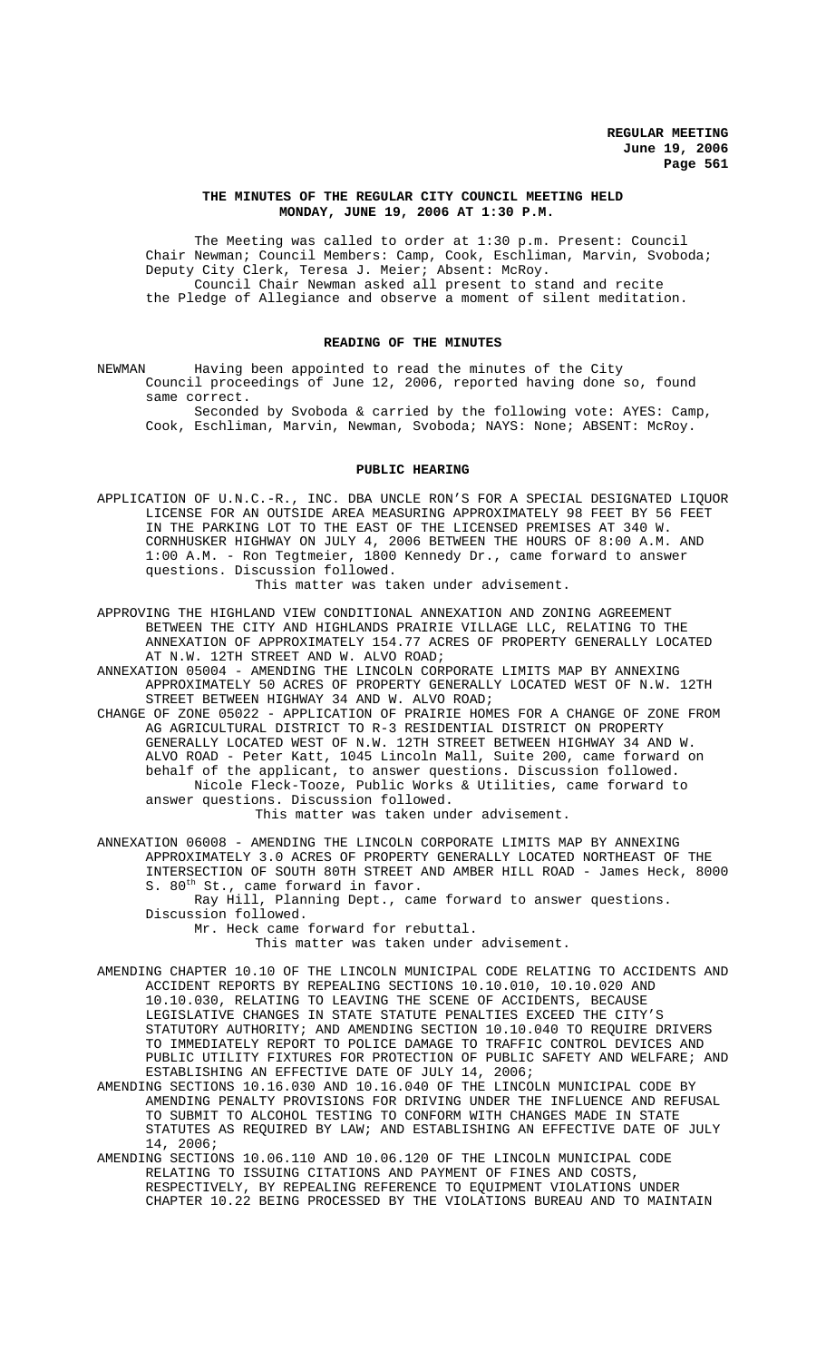**THE MINUTES OF THE REGULAR CITY COUNCIL MEETING HELD MONDAY, JUNE 19, 2006 AT 1:30 P.M.**

The Meeting was called to order at 1:30 p.m. Present: Council Chair Newman; Council Members: Camp, Cook, Eschliman, Marvin, Svoboda; Deputy City Clerk, Teresa J. Meier; Absent: McRoy.

Council Chair Newman asked all present to stand and recite the Pledge of Allegiance and observe a moment of silent meditation.

**READING OF THE MINUTES**

NEWMAN Having been appointed to read the minutes of the City Council proceedings of June 12, 2006, reported having done so, found same correct.

Seconded by Svoboda & carried by the following vote: AYES: Camp, Cook, Eschliman, Marvin, Newman, Svoboda; NAYS: None; ABSENT: McRoy.

**PUBLIC HEARING**

APPLICATION OF U.N.C.-R., INC. DBA UNCLE RON'S FOR A SPECIAL DESIGNATED LIQUOR LICENSE FOR AN OUTSIDE AREA MEASURING APPROXIMATELY 98 FEET BY 56 FEET IN THE PARKING LOT TO THE EAST OF THE LICENSED PREMISES AT 340 W. CORNHUSKER HIGHWAY ON JULY 4, 2006 BETWEEN THE HOURS OF 8:00 A.M. AND 1:00 A.M. - Ron Tegtmeier, 1800 Kennedy Dr., came forward to answer questions. Discussion followed.

This matter was taken under advisement.

APPROVING THE HIGHLAND VIEW CONDITIONAL ANNEXATION AND ZONING AGREEMENT BETWEEN THE CITY AND HIGHLANDS PRAIRIE VILLAGE LLC, RELATING TO THE ANNEXATION OF APPROXIMATELY 154.77 ACRES OF PROPERTY GENERALLY LOCATED AT N.W. 12TH STREET AND W. ALVO ROAD;

ANNEXATION 05004 - AMENDING THE LINCOLN CORPORATE LIMITS MAP BY ANNEXING APPROXIMATELY 50 ACRES OF PROPERTY GENERALLY LOCATED WEST OF N.W. 12TH STREET BETWEEN HIGHWAY 34 AND W. ALVO ROAD;

CHANGE OF ZONE 05022 - APPLICATION OF PRAIRIE HOMES FOR A CHANGE OF ZONE FROM AG AGRICULTURAL DISTRICT TO R-3 RESIDENTIAL DISTRICT ON PROPERTY GENERALLY LOCATED WEST OF N.W. 12TH STREET BETWEEN HIGHWAY 34 AND W. ALVO ROAD - Peter Katt, 1045 Lincoln Mall, Suite 200, came forward on behalf of the applicant, to answer questions. Discussion followed.

Nicole Fleck-Tooze, Public Works & Utilities, came forward to answer questions. Discussion followed.

This matter was taken under advisement.

ANNEXATION 06008 - AMENDING THE LINCOLN CORPORATE LIMITS MAP BY ANNEXING APPROXIMATELY 3.0 ACRES OF PROPERTY GENERALLY LOCATED NORTHEAST OF THE INTERSECTION OF SOUTH 80TH STREET AND AMBER HILL ROAD - James Heck, 8000 S. 80th St., came forward in favor.

Ray Hill, Planning Dept., came forward to answer questions. Discussion followed.

Mr. Heck came forward for rebuttal.

This matter was taken under advisement.

AMENDING CHAPTER 10.10 OF THE LINCOLN MUNICIPAL CODE RELATING TO ACCIDENTS AND ACCIDENT REPORTS BY REPEALING SECTIONS 10.10.010, 10.10.020 AND 10.10.030, RELATING TO LEAVING THE SCENE OF ACCIDENTS, BECAUSE LEGISLATIVE CHANGES IN STATE STATUTE PENALTIES EXCEED THE CITY'S STATUTORY AUTHORITY; AND AMENDING SECTION 10.10.040 TO REQUIRE DRIVERS TO IMMEDIATELY REPORT TO POLICE DAMAGE TO TRAFFIC CONTROL DEVICES AND PUBLIC UTILITY FIXTURES FOR PROTECTION OF PUBLIC SAFETY AND WELFARE; AND ESTABLISHING AN EFFECTIVE DATE OF JULY 14, 2006;

AMENDING SECTIONS 10.16.030 AND 10.16.040 OF THE LINCOLN MUNICIPAL CODE BY AMENDING PENALTY PROVISIONS FOR DRIVING UNDER THE INFLUENCE AND REFUSAL TO SUBMIT TO ALCOHOL TESTING TO CONFORM WITH CHANGES MADE IN STATE STATUTES AS REQUIRED BY LAW; AND ESTABLISHING AN EFFECTIVE DATE OF JULY 14, 2006;

AMENDING SECTIONS 10.06.110 AND 10.06.120 OF THE LINCOLN MUNICIPAL CODE RELATING TO ISSUING CITATIONS AND PAYMENT OF FINES AND COSTS, RESPECTIVELY, BY REPEALING REFERENCE TO EQUIPMENT VIOLATIONS UNDER CHAPTER 10.22 BEING PROCESSED BY THE VIOLATIONS BUREAU AND TO MAINTAIN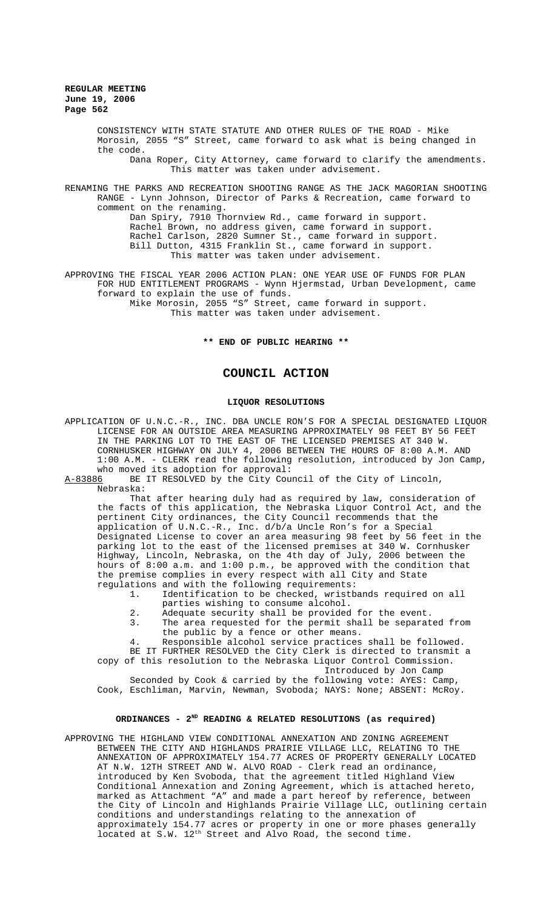CONSISTENCY WITH STATE STATUTE AND OTHER RULES OF THE ROAD - Mike Morosin, 2055 "S" Street, came forward to ask what is being changed in the code.

Dana Roper, City Attorney, came forward to clarify the amendments.
This matter was taken under advisement.

RENAMING THE PARKS AND RECREATION SHOOTING RANGE AS THE JACK MAGORIAN SHOOTING RANGE - Lynn Johnson, Director of Parks & Recreation, came forward to comment on the renaming.

Dan Spiry, 7910 Thornview Rd., came forward in support.
Rachel Brown, no address given, came forward in support.
Rachel Carlson, 2820 Sumner St., came forward in support.
Bill Dutton, 4315 Franklin St., came forward in support.
This matter was taken under advisement.

APPROVING THE FISCAL YEAR 2006 ACTION PLAN: ONE YEAR USE OF FUNDS FOR PLAN FOR HUD ENTITLEMENT PROGRAMS - Wynn Hjermstad, Urban Development, came forward to explain the use of funds.

Mike Morosin, 2055 "S" Street, came forward in support.
This matter was taken under advisement.

**\*\* END OF PUBLIC HEARING \*\***

# COUNCIL ACTION

## LIQUOR RESOLUTIONS

APPLICATION OF U.N.C.-R., INC. DBA UNCLE RON'S FOR A SPECIAL DESIGNATED LIQUOR LICENSE FOR AN OUTSIDE AREA MEASURING APPROXIMATELY 98 FEET BY 56 FEET IN THE PARKING LOT TO THE EAST OF THE LICENSED PREMISES AT 340 W. CORNHUSKER HIGHWAY ON JULY 4, 2006 BETWEEN THE HOURS OF 8:00 A.M. AND 1:00 A.M. - CLERK read the following resolution, introduced by Jon Camp, who moved its adoption for approval:

A-83886 BE IT RESOLVED by the City Council of the City of Lincoln, Nebraska:

That after hearing duly had as required by law, consideration of the facts of this application, the Nebraska Liquor Control Act, and the pertinent City ordinances, the City Council recommends that the application of U.N.C.-R., Inc. d/b/a Uncle Ron's for a Special Designated License to cover an area measuring 98 feet by 56 feet in the parking lot to the east of the licensed premises at 340 W. Cornhusker Highway, Lincoln, Nebraska, on the 4th day of July, 2006 between the hours of 8:00 a.m. and 1:00 p.m., be approved with the condition that the premise complies in every respect with all City and State regulations and with the following requirements:

1. Identification to be checked, wristbands required on all parties wishing to consume alcohol.
2. Adequate security shall be provided for the event.
3. The area requested for the permit shall be separated from the public by a fence or other means.
4. Responsible alcohol service practices shall be followed.

BE IT FURTHER RESOLVED the City Clerk is directed to transmit a copy of this resolution to the Nebraska Liquor Control Commission.

Introduced by Jon Camp

Seconded by Cook & carried by the following vote: AYES: Camp, Cook, Eschliman, Marvin, Newman, Svoboda; NAYS: None; ABSENT: McRoy.

## ORDINANCES - 2ND READING & RELATED RESOLUTIONS (as required)

APPROVING THE HIGHLAND VIEW CONDITIONAL ANNEXATION AND ZONING AGREEMENT BETWEEN THE CITY AND HIGHLANDS PRAIRIE VILLAGE LLC, RELATING TO THE ANNEXATION OF APPROXIMATELY 154.77 ACRES OF PROPERTY GENERALLY LOCATED AT N.W. 12TH STREET AND W. ALVO ROAD - Clerk read an ordinance, introduced by Ken Svoboda, that the agreement titled Highland View Conditional Annexation and Zoning Agreement, which is attached hereto, marked as Attachment "A" and made a part hereof by reference, between the City of Lincoln and Highlands Prairie Village LLC, outlining certain conditions and understandings relating to the annexation of approximately 154.77 acres or property in one or more phases generally located at S.W. 12th Street and Alvo Road, the second time.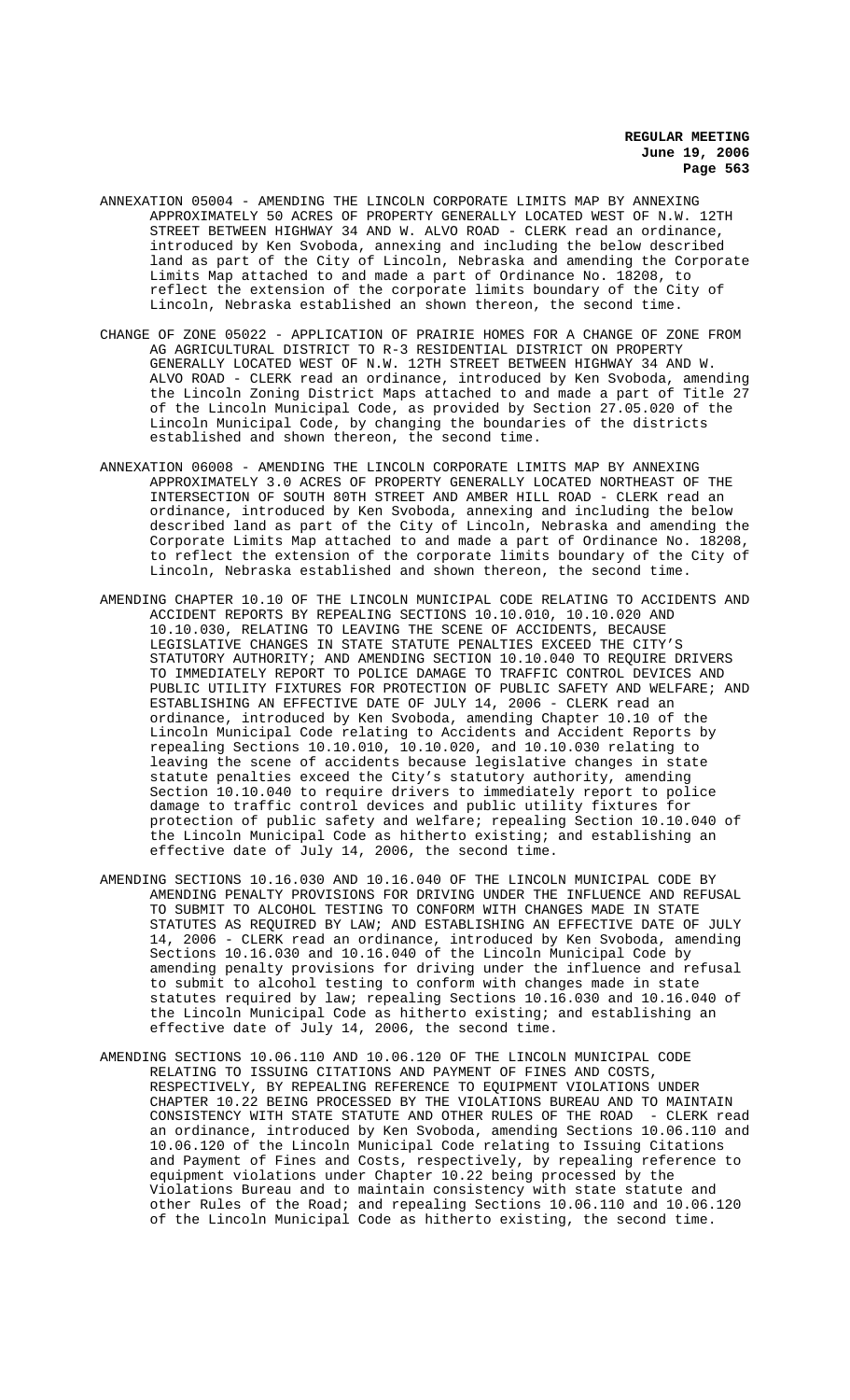ANNEXATION 05004 - AMENDING THE LINCOLN CORPORATE LIMITS MAP BY ANNEXING APPROXIMATELY 50 ACRES OF PROPERTY GENERALLY LOCATED WEST OF N.W. 12TH STREET BETWEEN HIGHWAY 34 AND W. ALVO ROAD - CLERK read an ordinance, introduced by Ken Svoboda, annexing and including the below described land as part of the City of Lincoln, Nebraska and amending the Corporate Limits Map attached to and made a part of Ordinance No. 18208, to reflect the extension of the corporate limits boundary of the City of Lincoln, Nebraska established an shown thereon, the second time.

CHANGE OF ZONE 05022 - APPLICATION OF PRAIRIE HOMES FOR A CHANGE OF ZONE FROM AG AGRICULTURAL DISTRICT TO R-3 RESIDENTIAL DISTRICT ON PROPERTY GENERALLY LOCATED WEST OF N.W. 12TH STREET BETWEEN HIGHWAY 34 AND W. ALVO ROAD - CLERK read an ordinance, introduced by Ken Svoboda, amending the Lincoln Zoning District Maps attached to and made a part of Title 27 of the Lincoln Municipal Code, as provided by Section 27.05.020 of the Lincoln Municipal Code, by changing the boundaries of the districts established and shown thereon, the second time.

ANNEXATION 06008 - AMENDING THE LINCOLN CORPORATE LIMITS MAP BY ANNEXING APPROXIMATELY 3.0 ACRES OF PROPERTY GENERALLY LOCATED NORTHEAST OF THE INTERSECTION OF SOUTH 80TH STREET AND AMBER HILL ROAD - CLERK read an ordinance, introduced by Ken Svoboda, annexing and including the below described land as part of the City of Lincoln, Nebraska and amending the Corporate Limits Map attached to and made a part of Ordinance No. 18208, to reflect the extension of the corporate limits boundary of the City of Lincoln, Nebraska established and shown thereon, the second time.

AMENDING CHAPTER 10.10 OF THE LINCOLN MUNICIPAL CODE RELATING TO ACCIDENTS AND ACCIDENT REPORTS BY REPEALING SECTIONS 10.10.010, 10.10.020 AND 10.10.030, RELATING TO LEAVING THE SCENE OF ACCIDENTS, BECAUSE LEGISLATIVE CHANGES IN STATE STATUTE PENALTIES EXCEED THE CITY'S STATUTORY AUTHORITY; AND AMENDING SECTION 10.10.040 TO REQUIRE DRIVERS TO IMMEDIATELY REPORT TO POLICE DAMAGE TO TRAFFIC CONTROL DEVICES AND PUBLIC UTILITY FIXTURES FOR PROTECTION OF PUBLIC SAFETY AND WELFARE; AND ESTABLISHING AN EFFECTIVE DATE OF JULY 14, 2006 - CLERK read an ordinance, introduced by Ken Svoboda, amending Chapter 10.10 of the Lincoln Municipal Code relating to Accidents and Accident Reports by repealing Sections 10.10.010, 10.10.020, and 10.10.030 relating to leaving the scene of accidents because legislative changes in state statute penalties exceed the City's statutory authority, amending Section 10.10.040 to require drivers to immediately report to police damage to traffic control devices and public utility fixtures for protection of public safety and welfare; repealing Section 10.10.040 of the Lincoln Municipal Code as hitherto existing; and establishing an effective date of July 14, 2006, the second time.

AMENDING SECTIONS 10.16.030 AND 10.16.040 OF THE LINCOLN MUNICIPAL CODE BY AMENDING PENALTY PROVISIONS FOR DRIVING UNDER THE INFLUENCE AND REFUSAL TO SUBMIT TO ALCOHOL TESTING TO CONFORM WITH CHANGES MADE IN STATE STATUTES AS REQUIRED BY LAW; AND ESTABLISHING AN EFFECTIVE DATE OF JULY 14, 2006 - CLERK read an ordinance, introduced by Ken Svoboda, amending Sections 10.16.030 and 10.16.040 of the Lincoln Municipal Code by amending penalty provisions for driving under the influence and refusal to submit to alcohol testing to conform with changes made in state statutes required by law; repealing Sections 10.16.030 and 10.16.040 of the Lincoln Municipal Code as hitherto existing; and establishing an effective date of July 14, 2006, the second time.

AMENDING SECTIONS 10.06.110 AND 10.06.120 OF THE LINCOLN MUNICIPAL CODE RELATING TO ISSUING CITATIONS AND PAYMENT OF FINES AND COSTS, RESPECTIVELY, BY REPEALING REFERENCE TO EQUIPMENT VIOLATIONS UNDER CHAPTER 10.22 BEING PROCESSED BY THE VIOLATIONS BUREAU AND TO MAINTAIN CONSISTENCY WITH STATE STATUTE AND OTHER RULES OF THE ROAD - CLERK read an ordinance, introduced by Ken Svoboda, amending Sections 10.06.110 and 10.06.120 of the Lincoln Municipal Code relating to Issuing Citations and Payment of Fines and Costs, respectively, by repealing reference to equipment violations under Chapter 10.22 being processed by the Violations Bureau and to maintain consistency with state statute and other Rules of the Road; and repealing Sections 10.06.110 and 10.06.120 of the Lincoln Municipal Code as hitherto existing, the second time.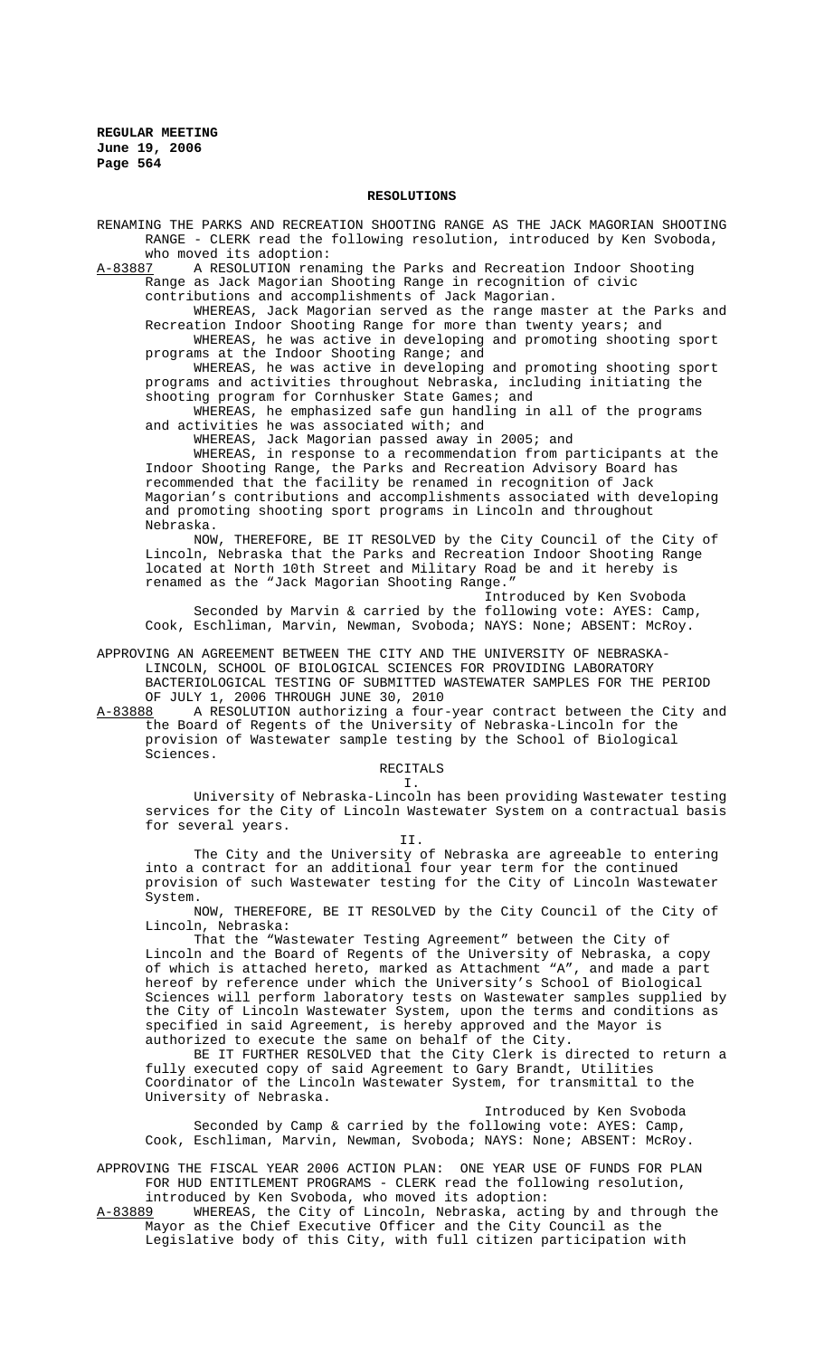## RESOLUTIONS

RENAMING THE PARKS AND RECREATION SHOOTING RANGE AS THE JACK MAGORIAN SHOOTING RANGE - CLERK read the following resolution, introduced by Ken Svoboda, who moved its adoption:

A-83887 A RESOLUTION renaming the Parks and Recreation Indoor Shooting Range as Jack Magorian Shooting Range in recognition of civic contributions and accomplishments of Jack Magorian.

WHEREAS, Jack Magorian served as the range master at the Parks and Recreation Indoor Shooting Range for more than twenty years; and

WHEREAS, he was active in developing and promoting shooting sport programs at the Indoor Shooting Range; and

WHEREAS, he was active in developing and promoting shooting sport programs and activities throughout Nebraska, including initiating the shooting program for Cornhusker State Games; and

WHEREAS, he emphasized safe gun handling in all of the programs and activities he was associated with; and

WHEREAS, Jack Magorian passed away in 2005; and

WHEREAS, in response to a recommendation from participants at the Indoor Shooting Range, the Parks and Recreation Advisory Board has recommended that the facility be renamed in recognition of Jack Magorian's contributions and accomplishments associated with developing and promoting shooting sport programs in Lincoln and throughout Nebraska.

NOW, THEREFORE, BE IT RESOLVED by the City Council of the City of Lincoln, Nebraska that the Parks and Recreation Indoor Shooting Range located at North 10th Street and Military Road be and it hereby is renamed as the "Jack Magorian Shooting Range."

Introduced by Ken Svoboda

Seconded by Marvin & carried by the following vote: AYES: Camp, Cook, Eschliman, Marvin, Newman, Svoboda; NAYS: None; ABSENT: McRoy.

APPROVING AN AGREEMENT BETWEEN THE CITY AND THE UNIVERSITY OF NEBRASKA-LINCOLN, SCHOOL OF BIOLOGICAL SCIENCES FOR PROVIDING LABORATORY BACTERIOLOGICAL TESTING OF SUBMITTED WASTEWATER SAMPLES FOR THE PERIOD OF JULY 1, 2006 THROUGH JUNE 30, 2010

A-83888 A RESOLUTION authorizing a four-year contract between the City and the Board of Regents of the University of Nebraska-Lincoln for the provision of Wastewater sample testing by the School of Biological Sciences.

RECITALS

I.

University of Nebraska-Lincoln has been providing Wastewater testing services for the City of Lincoln Wastewater System on a contractual basis for several years.

II.

The City and the University of Nebraska are agreeable to entering into a contract for an additional four year term for the continued provision of such Wastewater testing for the City of Lincoln Wastewater System.

NOW, THEREFORE, BE IT RESOLVED by the City Council of the City of Lincoln, Nebraska:

That the "Wastewater Testing Agreement" between the City of Lincoln and the Board of Regents of the University of Nebraska, a copy of which is attached hereto, marked as Attachment "A", and made a part hereof by reference under which the University's School of Biological Sciences will perform laboratory tests on Wastewater samples supplied by the City of Lincoln Wastewater System, upon the terms and conditions as specified in said Agreement, is hereby approved and the Mayor is authorized to execute the same on behalf of the City.

BE IT FURTHER RESOLVED that the City Clerk is directed to return a fully executed copy of said Agreement to Gary Brandt, Utilities Coordinator of the Lincoln Wastewater System, for transmittal to the University of Nebraska.

Introduced by Ken Svoboda

Seconded by Camp & carried by the following vote: AYES: Camp, Cook, Eschliman, Marvin, Newman, Svoboda; NAYS: None; ABSENT: McRoy.

APPROVING THE FISCAL YEAR 2006 ACTION PLAN: ONE YEAR USE OF FUNDS FOR PLAN FOR HUD ENTITLEMENT PROGRAMS - CLERK read the following resolution, introduced by Ken Svoboda, who moved its adoption:

A-83889 WHEREAS, the City of Lincoln, Nebraska, acting by and through the Mayor as the Chief Executive Officer and the City Council as the Legislative body of this City, with full citizen participation with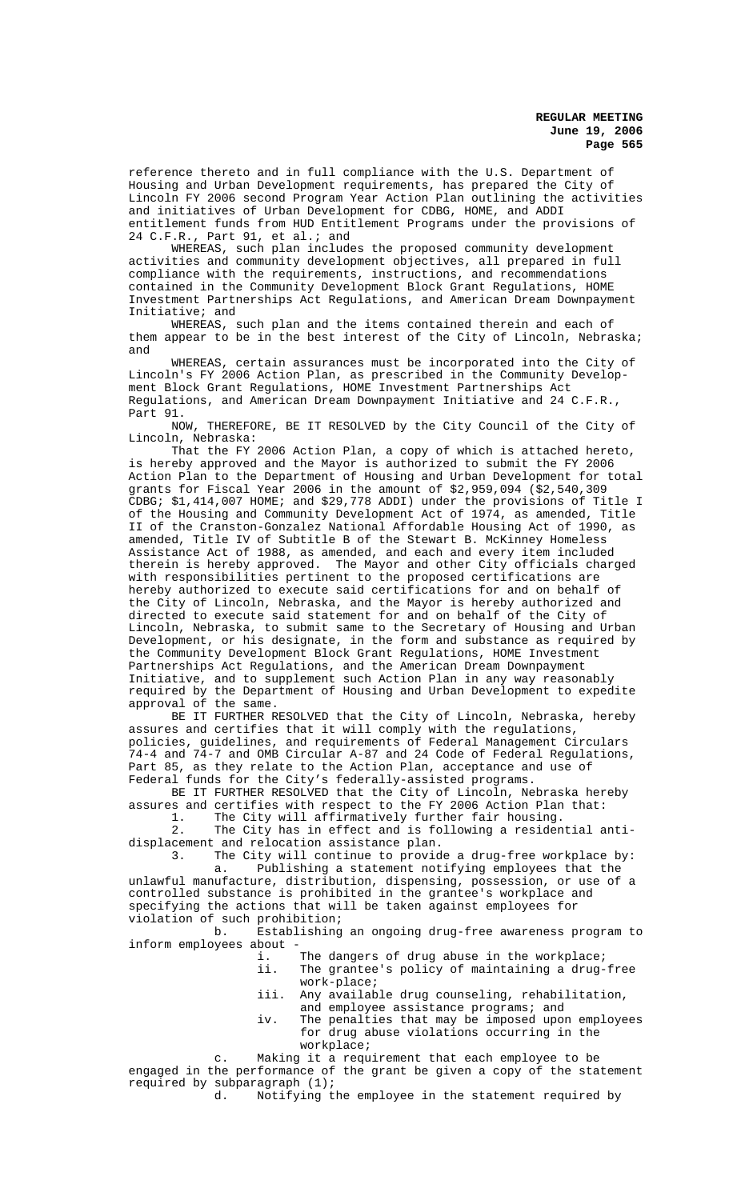reference thereto and in full compliance with the U.S. Department of Housing and Urban Development requirements, has prepared the City of Lincoln FY 2006 second Program Year Action Plan outlining the activities and initiatives of Urban Development for CDBG, HOME, and ADDI entitlement funds from HUD Entitlement Programs under the provisions of 24 C.F.R., Part 91, et al.; and

WHEREAS, such plan includes the proposed community development activities and community development objectives, all prepared in full compliance with the requirements, instructions, and recommendations contained in the Community Development Block Grant Regulations, HOME Investment Partnerships Act Regulations, and American Dream Downpayment Initiative; and

WHEREAS, such plan and the items contained therein and each of them appear to be in the best interest of the City of Lincoln, Nebraska; and

WHEREAS, certain assurances must be incorporated into the City of Lincoln's FY 2006 Action Plan, as prescribed in the Community Development Block Grant Regulations, HOME Investment Partnerships Act Regulations, and American Dream Downpayment Initiative and 24 C.F.R., Part 91.

NOW, THEREFORE, BE IT RESOLVED by the City Council of the City of Lincoln, Nebraska:

That the FY 2006 Action Plan, a copy of which is attached hereto, is hereby approved and the Mayor is authorized to submit the FY 2006 Action Plan to the Department of Housing and Urban Development for total grants for Fiscal Year 2006 in the amount of $2,959,094 ($2,540,309 CDBG; $1,414,007 HOME; and $29,778 ADDI) under the provisions of Title I of the Housing and Community Development Act of 1974, as amended, Title II of the Cranston-Gonzalez National Affordable Housing Act of 1990, as amended, Title IV of Subtitle B of the Stewart B. McKinney Homeless Assistance Act of 1988, as amended, and each and every item included therein is hereby approved. The Mayor and other City officials charged with responsibilities pertinent to the proposed certifications are hereby authorized to execute said certifications for and on behalf of the City of Lincoln, Nebraska, and the Mayor is hereby authorized and directed to execute said statement for and on behalf of the City of Lincoln, Nebraska, to submit same to the Secretary of Housing and Urban Development, or his designate, in the form and substance as required by the Community Development Block Grant Regulations, HOME Investment Partnerships Act Regulations, and the American Dream Downpayment Initiative, and to supplement such Action Plan in any way reasonably required by the Department of Housing and Urban Development to expedite approval of the same.

BE IT FURTHER RESOLVED that the City of Lincoln, Nebraska, hereby assures and certifies that it will comply with the regulations, policies, guidelines, and requirements of Federal Management Circulars 74-4 and 74-7 and OMB Circular A-87 and 24 Code of Federal Regulations, Part 85, as they relate to the Action Plan, acceptance and use of Federal funds for the City's federally-assisted programs.

BE IT FURTHER RESOLVED that the City of Lincoln, Nebraska hereby assures and certifies with respect to the FY 2006 Action Plan that:

1. The City will affirmatively further fair housing.
2. The City has in effect and is following a residential anti-displacement and relocation assistance plan.
3. The City will continue to provide a drug-free workplace by:
   a. Publishing a statement notifying employees that the unlawful manufacture, distribution, dispensing, possession, or use of a controlled substance is prohibited in the grantee's workplace and specifying the actions that will be taken against employees for violation of such prohibition;
   b. Establishing an ongoing drug-free awareness program to inform employees about -
      i. The dangers of drug abuse in the workplace;
      ii. The grantee's policy of maintaining a drug-free work-place;
      iii. Any available drug counseling, rehabilitation, and employee assistance programs; and
      iv. The penalties that may be imposed upon employees for drug abuse violations occurring in the workplace;
   c. Making it a requirement that each employee to be engaged in the performance of the grant be given a copy of the statement required by subparagraph (1);
   d. Notifying the employee in the statement required by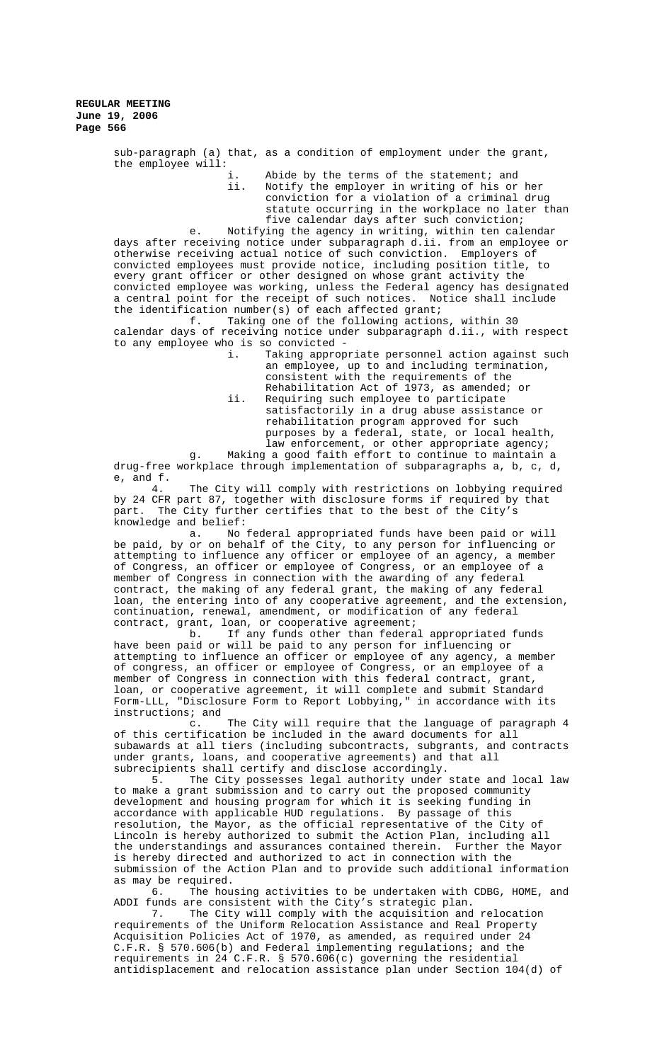sub-paragraph (a) that, as a condition of employment under the grant, the employee will:

i. Abide by the terms of the statement; and

ii. Notify the employer in writing of his or her conviction for a violation of a criminal drug statute occurring in the workplace no later than five calendar days after such conviction;

e. Notifying the agency in writing, within ten calendar days after receiving notice under subparagraph d.ii. from an employee or otherwise receiving actual notice of such conviction. Employers of convicted employees must provide notice, including position title, to every grant officer or other designed on whose grant activity the convicted employee was working, unless the Federal agency has designated a central point for the receipt of such notices. Notice shall include the identification number(s) of each affected grant;

f. Taking one of the following actions, within 30 calendar days of receiving notice under subparagraph d.ii., with respect to any employee who is so convicted -

i. Taking appropriate personnel action against such an employee, up to and including termination, consistent with the requirements of the Rehabilitation Act of 1973, as amended; or

ii. Requiring such employee to participate satisfactorily in a drug abuse assistance or rehabilitation program approved for such purposes by a federal, state, or local health, law enforcement, or other appropriate agency;

g. Making a good faith effort to continue to maintain a drug-free workplace through implementation of subparagraphs a, b, c, d, e, and f.

4. The City will comply with restrictions on lobbying required by 24 CFR part 87, together with disclosure forms if required by that part. The City further certifies that to the best of the City's knowledge and belief:

a. No federal appropriated funds have been paid or will be paid, by or on behalf of the City, to any person for influencing or attempting to influence any officer or employee of an agency, a member of Congress, an officer or employee of Congress, or an employee of a member of Congress in connection with the awarding of any federal contract, the making of any federal grant, the making of any federal loan, the entering into of any cooperative agreement, and the extension, continuation, renewal, amendment, or modification of any federal contract, grant, loan, or cooperative agreement;

b. If any funds other than federal appropriated funds have been paid or will be paid to any person for influencing or attempting to influence an officer or employee of any agency, a member of congress, an officer or employee of Congress, or an employee of a member of Congress in connection with this federal contract, grant, loan, or cooperative agreement, it will complete and submit Standard Form-LLL, "Disclosure Form to Report Lobbying," in accordance with its instructions; and

c. The City will require that the language of paragraph 4 of this certification be included in the award documents for all subawards at all tiers (including subcontracts, subgrants, and contracts under grants, loans, and cooperative agreements) and that all subrecipients shall certify and disclose accordingly.

5. The City possesses legal authority under state and local law to make a grant submission and to carry out the proposed community development and housing program for which it is seeking funding in accordance with applicable HUD regulations. By passage of this resolution, the Mayor, as the official representative of the City of Lincoln is hereby authorized to submit the Action Plan, including all the understandings and assurances contained therein. Further the Mayor is hereby directed and authorized to act in connection with the submission of the Action Plan and to provide such additional information as may be required.

6. The housing activities to be undertaken with CDBG, HOME, and ADDI funds are consistent with the City's strategic plan.

7. The City will comply with the acquisition and relocation requirements of the Uniform Relocation Assistance and Real Property Acquisition Policies Act of 1970, as amended, as required under 24 C.F.R. § 570.606(b) and Federal implementing regulations; and the requirements in 24 C.F.R. § 570.606(c) governing the residential antidisplacement and relocation assistance plan under Section 104(d) of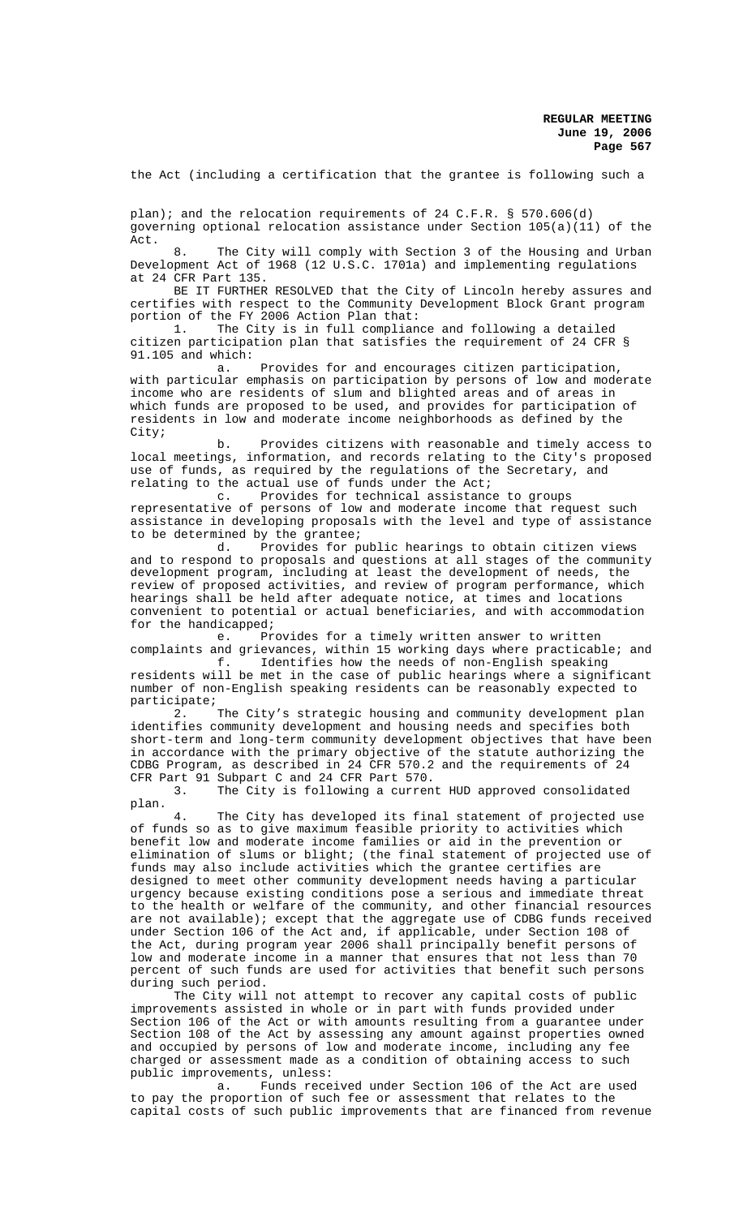the Act (including a certification that the grantee is following such a

plan); and the relocation requirements of 24 C.F.R. § 570.606(d) governing optional relocation assistance under Section 105(a)(11) of the Act.

8. The City will comply with Section 3 of the Housing and Urban Development Act of 1968 (12 U.S.C. 1701a) and implementing regulations at 24 CFR Part 135.

BE IT FURTHER RESOLVED that the City of Lincoln hereby assures and certifies with respect to the Community Development Block Grant program portion of the FY 2006 Action Plan that:

1. The City is in full compliance and following a detailed citizen participation plan that satisfies the requirement of 24 CFR § 91.105 and which:

a. Provides for and encourages citizen participation, with particular emphasis on participation by persons of low and moderate income who are residents of slum and blighted areas and of areas in which funds are proposed to be used, and provides for participation of residents in low and moderate income neighborhoods as defined by the City;

b. Provides citizens with reasonable and timely access to local meetings, information, and records relating to the City's proposed use of funds, as required by the regulations of the Secretary, and relating to the actual use of funds under the Act;

c. Provides for technical assistance to groups representative of persons of low and moderate income that request such assistance in developing proposals with the level and type of assistance to be determined by the grantee;

d. Provides for public hearings to obtain citizen views and to respond to proposals and questions at all stages of the community development program, including at least the development of needs, the review of proposed activities, and review of program performance, which hearings shall be held after adequate notice, at times and locations convenient to potential or actual beneficiaries, and with accommodation for the handicapped;

e. Provides for a timely written answer to written complaints and grievances, within 15 working days where practicable; and

f. Identifies how the needs of non-English speaking residents will be met in the case of public hearings where a significant number of non-English speaking residents can be reasonably expected to participate;

2. The City's strategic housing and community development plan identifies community development and housing needs and specifies both short-term and long-term community development objectives that have been in accordance with the primary objective of the statute authorizing the CDBG Program, as described in 24 CFR 570.2 and the requirements of 24 CFR Part 91 Subpart C and 24 CFR Part 570.

3. The City is following a current HUD approved consolidated plan.

4. The City has developed its final statement of projected use of funds so as to give maximum feasible priority to activities which benefit low and moderate income families or aid in the prevention or elimination of slums or blight; (the final statement of projected use of funds may also include activities which the grantee certifies are designed to meet other community development needs having a particular urgency because existing conditions pose a serious and immediate threat to the health or welfare of the community, and other financial resources are not available); except that the aggregate use of CDBG funds received under Section 106 of the Act and, if applicable, under Section 108 of the Act, during program year 2006 shall principally benefit persons of low and moderate income in a manner that ensures that not less than 70 percent of such funds are used for activities that benefit such persons during such period.

The City will not attempt to recover any capital costs of public improvements assisted in whole or in part with funds provided under Section 106 of the Act or with amounts resulting from a guarantee under Section 108 of the Act by assessing any amount against properties owned and occupied by persons of low and moderate income, including any fee charged or assessment made as a condition of obtaining access to such public improvements, unless:

a. Funds received under Section 106 of the Act are used to pay the proportion of such fee or assessment that relates to the capital costs of such public improvements that are financed from revenue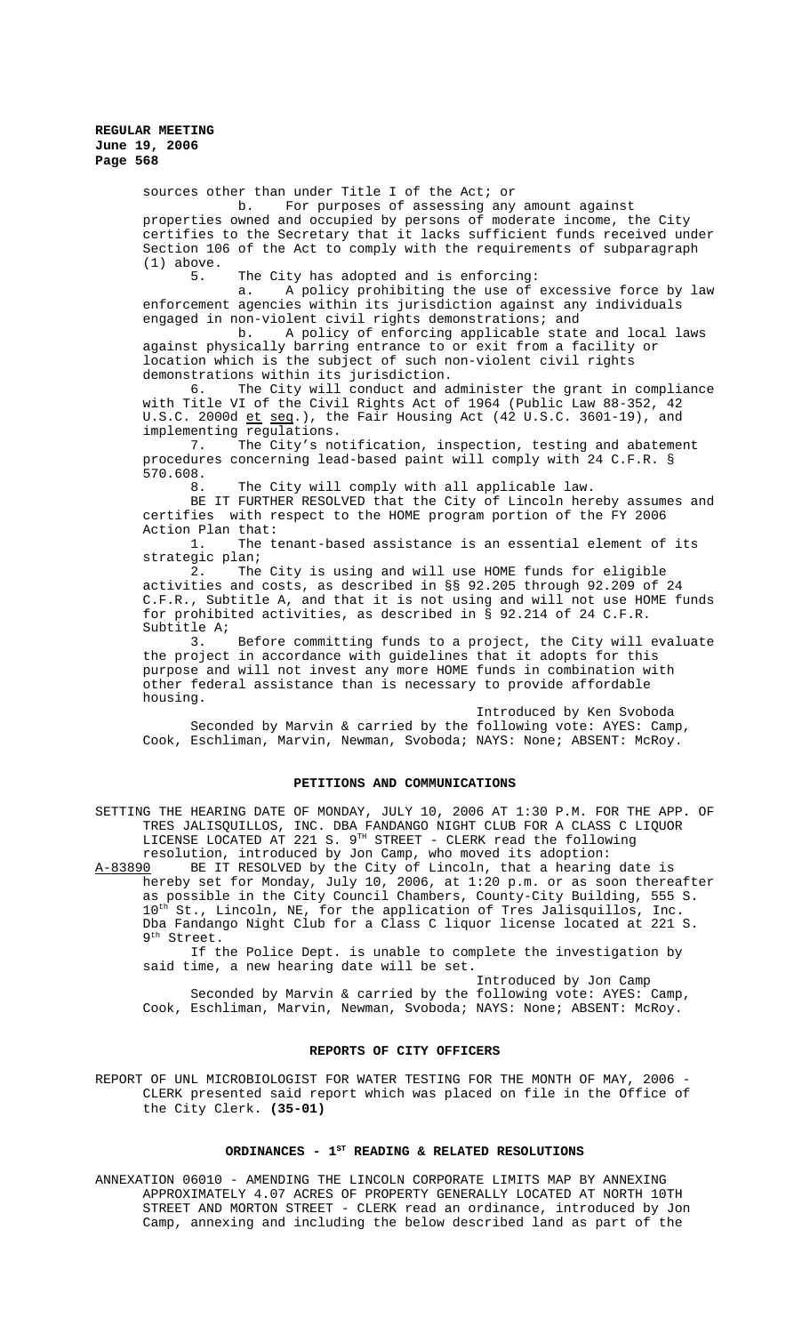sources other than under Title I of the Act; or

b. For purposes of assessing any amount against properties owned and occupied by persons of moderate income, the City certifies to the Secretary that it lacks sufficient funds received under Section 106 of the Act to comply with the requirements of subparagraph (1) above.

5. The City has adopted and is enforcing:

a. A policy prohibiting the use of excessive force by law enforcement agencies within its jurisdiction against any individuals engaged in non-violent civil rights demonstrations; and

b. A policy of enforcing applicable state and local laws against physically barring entrance to or exit from a facility or location which is the subject of such non-violent civil rights demonstrations within its jurisdiction.

6. The City will conduct and administer the grant in compliance with Title VI of the Civil Rights Act of 1964 (Public Law 88-352, 42 U.S.C. 2000d et seq.), the Fair Housing Act (42 U.S.C. 3601-19), and implementing regulations.

7. The City's notification, inspection, testing and abatement procedures concerning lead-based paint will comply with 24 C.F.R. § 570.608.

8. The City will comply with all applicable law.

BE IT FURTHER RESOLVED that the City of Lincoln hereby assumes and certifies with respect to the HOME program portion of the FY 2006 Action Plan that:

1. The tenant-based assistance is an essential element of its strategic plan;

2. The City is using and will use HOME funds for eligible activities and costs, as described in §§ 92.205 through 92.209 of 24 C.F.R., Subtitle A, and that it is not using and will not use HOME funds for prohibited activities, as described in § 92.214 of 24 C.F.R. Subtitle A;

3. Before committing funds to a project, the City will evaluate the project in accordance with guidelines that it adopts for this purpose and will not invest any more HOME funds in combination with other federal assistance than is necessary to provide affordable housing.

Introduced by Ken Svoboda

Seconded by Marvin & carried by the following vote: AYES: Camp, Cook, Eschliman, Marvin, Newman, Svoboda; NAYS: None; ABSENT: McRoy.

## PETITIONS AND COMMUNICATIONS

SETTING THE HEARING DATE OF MONDAY, JULY 10, 2006 AT 1:30 P.M. FOR THE APP. OF TRES JALISQUILLOS, INC. DBA FANDANGO NIGHT CLUB FOR A CLASS C LIQUOR LICENSE LOCATED AT 221 S. 9TH STREET - CLERK read the following resolution, introduced by Jon Camp, who moved its adoption:

A-83890 BE IT RESOLVED by the City of Lincoln, that a hearing date is hereby set for Monday, July 10, 2006, at 1:20 p.m. or as soon thereafter as possible in the City Council Chambers, County-City Building, 555 S. 10th St., Lincoln, NE, for the application of Tres Jalisquillos, Inc. Dba Fandango Night Club for a Class C liquor license located at 221 S. 9th Street.

If the Police Dept. is unable to complete the investigation by said time, a new hearing date will be set.

Introduced by Jon Camp

Seconded by Marvin & carried by the following vote: AYES: Camp, Cook, Eschliman, Marvin, Newman, Svoboda; NAYS: None; ABSENT: McRoy.

## REPORTS OF CITY OFFICERS

REPORT OF UNL MICROBIOLOGIST FOR WATER TESTING FOR THE MONTH OF MAY, 2006 - CLERK presented said report which was placed on file in the Office of the City Clerk. **(35-01)**

## ORDINANCES - 1ST READING & RELATED RESOLUTIONS

ANNEXATION 06010 - AMENDING THE LINCOLN CORPORATE LIMITS MAP BY ANNEXING APPROXIMATELY 4.07 ACRES OF PROPERTY GENERALLY LOCATED AT NORTH 10TH STREET AND MORTON STREET - CLERK read an ordinance, introduced by Jon Camp, annexing and including the below described land as part of the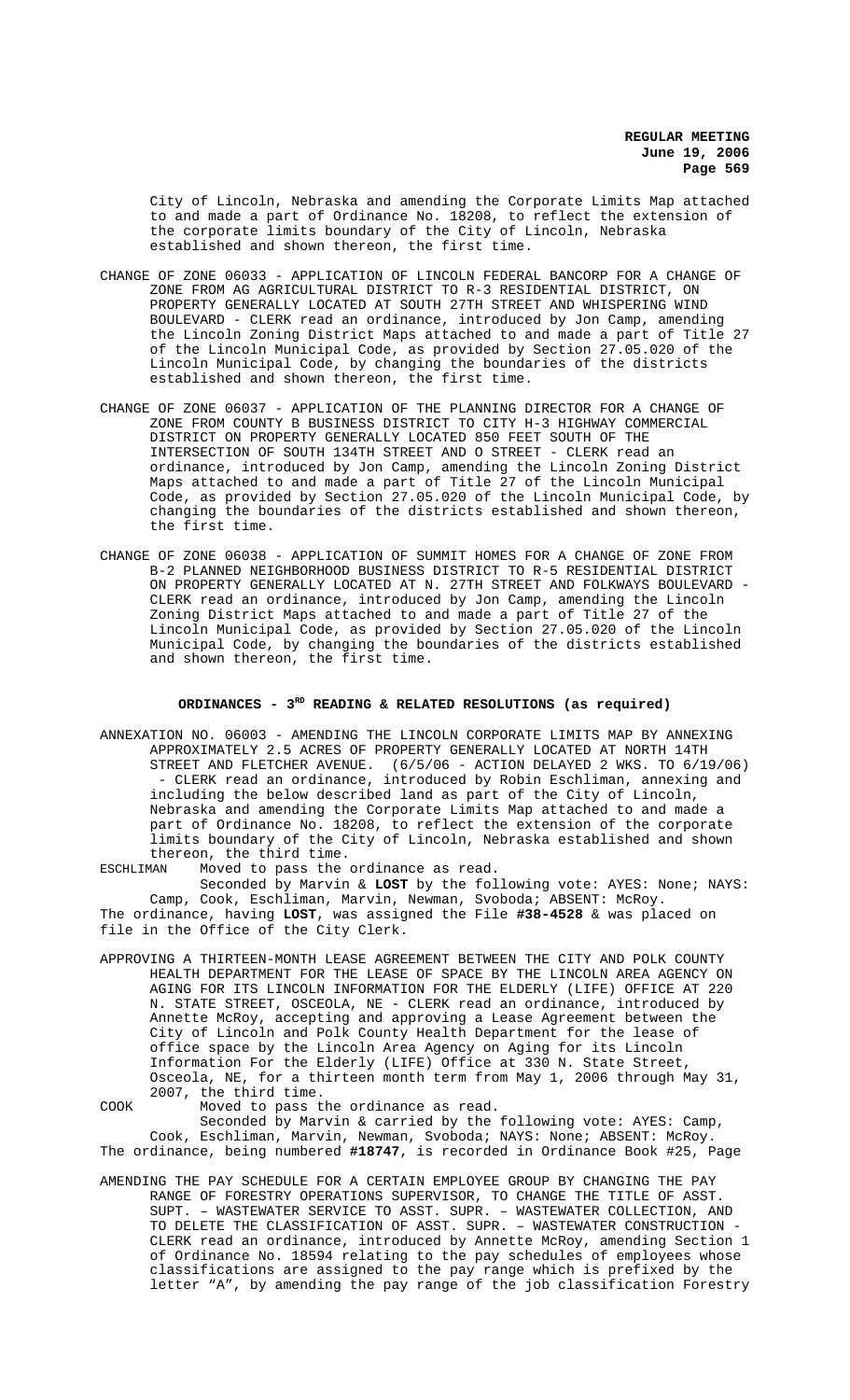City of Lincoln, Nebraska and amending the Corporate Limits Map attached to and made a part of Ordinance No. 18208, to reflect the extension of the corporate limits boundary of the City of Lincoln, Nebraska established and shown thereon, the first time.

CHANGE OF ZONE 06033 - APPLICATION OF LINCOLN FEDERAL BANCORP FOR A CHANGE OF ZONE FROM AG AGRICULTURAL DISTRICT TO R-3 RESIDENTIAL DISTRICT, ON PROPERTY GENERALLY LOCATED AT SOUTH 27TH STREET AND WHISPERING WIND BOULEVARD - CLERK read an ordinance, introduced by Jon Camp, amending the Lincoln Zoning District Maps attached to and made a part of Title 27 of the Lincoln Municipal Code, as provided by Section 27.05.020 of the Lincoln Municipal Code, by changing the boundaries of the districts established and shown thereon, the first time.

CHANGE OF ZONE 06037 - APPLICATION OF THE PLANNING DIRECTOR FOR A CHANGE OF ZONE FROM COUNTY B BUSINESS DISTRICT TO CITY H-3 HIGHWAY COMMERCIAL DISTRICT ON PROPERTY GENERALLY LOCATED 850 FEET SOUTH OF THE INTERSECTION OF SOUTH 134TH STREET AND O STREET - CLERK read an ordinance, introduced by Jon Camp, amending the Lincoln Zoning District Maps attached to and made a part of Title 27 of the Lincoln Municipal Code, as provided by Section 27.05.020 of the Lincoln Municipal Code, by changing the boundaries of the districts established and shown thereon, the first time.

CHANGE OF ZONE 06038 - APPLICATION OF SUMMIT HOMES FOR A CHANGE OF ZONE FROM B-2 PLANNED NEIGHBORHOOD BUSINESS DISTRICT TO R-5 RESIDENTIAL DISTRICT ON PROPERTY GENERALLY LOCATED AT N. 27TH STREET AND FOLKWAYS BOULEVARD - CLERK read an ordinance, introduced by Jon Camp, amending the Lincoln Zoning District Maps attached to and made a part of Title 27 of the Lincoln Municipal Code, as provided by Section 27.05.020 of the Lincoln Municipal Code, by changing the boundaries of the districts established and shown thereon, the first time.

## ORDINANCES - 3RD READING & RELATED RESOLUTIONS (as required)

ANNEXATION NO. 06003 - AMENDING THE LINCOLN CORPORATE LIMITS MAP BY ANNEXING APPROXIMATELY 2.5 ACRES OF PROPERTY GENERALLY LOCATED AT NORTH 14TH STREET AND FLETCHER AVENUE. (6/5/06 - ACTION DELAYED 2 WKS. TO 6/19/06) - CLERK read an ordinance, introduced by Robin Eschliman, annexing and including the below described land as part of the City of Lincoln, Nebraska and amending the Corporate Limits Map attached to and made a part of Ordinance No. 18208, to reflect the extension of the corporate limits boundary of the City of Lincoln, Nebraska established and shown thereon, the third time.

ESCHLIMAN Moved to pass the ordinance as read.

Seconded by Marvin & **LOST** by the following vote: AYES: None; NAYS: Camp, Cook, Eschliman, Marvin, Newman, Svoboda; ABSENT: McRoy.

The ordinance, having **LOST**, was assigned the File **#38-4528** & was placed on file in the Office of the City Clerk.

APPROVING A THIRTEEN-MONTH LEASE AGREEMENT BETWEEN THE CITY AND POLK COUNTY HEALTH DEPARTMENT FOR THE LEASE OF SPACE BY THE LINCOLN AREA AGENCY ON AGING FOR ITS LINCOLN INFORMATION FOR THE ELDERLY (LIFE) OFFICE AT 220 N. STATE STREET, OSCEOLA, NE - CLERK read an ordinance, introduced by Annette McRoy, accepting and approving a Lease Agreement between the City of Lincoln and Polk County Health Department for the lease of office space by the Lincoln Area Agency on Aging for its Lincoln Information For the Elderly (LIFE) Office at 330 N. State Street, Osceola, NE, for a thirteen month term from May 1, 2006 through May 31, 2007, the third time.

COOK Moved to pass the ordinance as read.

Seconded by Marvin & carried by the following vote: AYES: Camp, Cook, Eschliman, Marvin, Newman, Svoboda; NAYS: None; ABSENT: McRoy.

The ordinance, being numbered **#18747**, is recorded in Ordinance Book #25, Page

AMENDING THE PAY SCHEDULE FOR A CERTAIN EMPLOYEE GROUP BY CHANGING THE PAY RANGE OF FORESTRY OPERATIONS SUPERVISOR, TO CHANGE THE TITLE OF ASST. SUPT. – WASTEWATER SERVICE TO ASST. SUPR. – WASTEWATER COLLECTION, AND TO DELETE THE CLASSIFICATION OF ASST. SUPR. – WASTEWATER CONSTRUCTION - CLERK read an ordinance, introduced by Annette McRoy, amending Section 1 of Ordinance No. 18594 relating to the pay schedules of employees whose classifications are assigned to the pay range which is prefixed by the letter "A", by amending the pay range of the job classification Forestry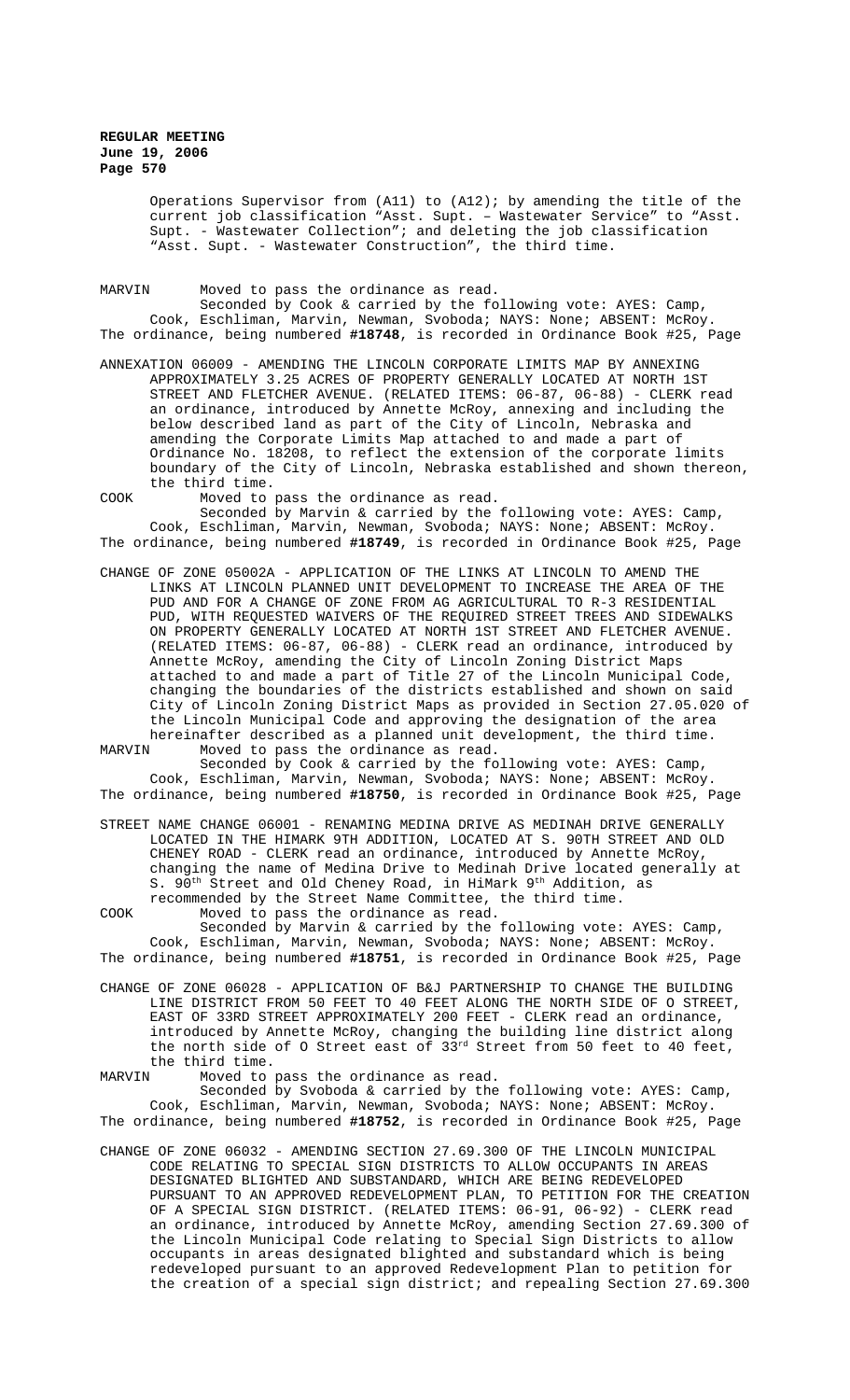Operations Supervisor from (A11) to (A12); by amending the title of the current job classification "Asst. Supt. – Wastewater Service" to "Asst. Supt. - Wastewater Collection"; and deleting the job classification "Asst. Supt. - Wastewater Construction", the third time.

MARVIN Moved to pass the ordinance as read.
Seconded by Cook & carried by the following vote: AYES: Camp, Cook, Eschliman, Marvin, Newman, Svoboda; NAYS: None; ABSENT: McRoy.
The ordinance, being numbered **#18748**, is recorded in Ordinance Book #25, Page

ANNEXATION 06009 - AMENDING THE LINCOLN CORPORATE LIMITS MAP BY ANNEXING APPROXIMATELY 3.25 ACRES OF PROPERTY GENERALLY LOCATED AT NORTH 1ST STREET AND FLETCHER AVENUE. (RELATED ITEMS: 06-87, 06-88) - CLERK read an ordinance, introduced by Annette McRoy, annexing and including the below described land as part of the City of Lincoln, Nebraska and amending the Corporate Limits Map attached to and made a part of Ordinance No. 18208, to reflect the extension of the corporate limits boundary of the City of Lincoln, Nebraska established and shown thereon, the third time.

COOK Moved to pass the ordinance as read.
Seconded by Marvin & carried by the following vote: AYES: Camp, Cook, Eschliman, Marvin, Newman, Svoboda; NAYS: None; ABSENT: McRoy.
The ordinance, being numbered **#18749**, is recorded in Ordinance Book #25, Page

CHANGE OF ZONE 05002A - APPLICATION OF THE LINKS AT LINCOLN TO AMEND THE LINKS AT LINCOLN PLANNED UNIT DEVELOPMENT TO INCREASE THE AREA OF THE PUD AND FOR A CHANGE OF ZONE FROM AG AGRICULTURAL TO R-3 RESIDENTIAL PUD, WITH REQUESTED WAIVERS OF THE REQUIRED STREET TREES AND SIDEWALKS ON PROPERTY GENERALLY LOCATED AT NORTH 1ST STREET AND FLETCHER AVENUE. (RELATED ITEMS: 06-87, 06-88) - CLERK read an ordinance, introduced by Annette McRoy, amending the City of Lincoln Zoning District Maps attached to and made a part of Title 27 of the Lincoln Municipal Code, changing the boundaries of the districts established and shown on said City of Lincoln Zoning District Maps as provided in Section 27.05.020 of the Lincoln Municipal Code and approving the designation of the area hereinafter described as a planned unit development, the third time.

MARVIN Moved to pass the ordinance as read.
Seconded by Cook & carried by the following vote: AYES: Camp, Cook, Eschliman, Marvin, Newman, Svoboda; NAYS: None; ABSENT: McRoy.
The ordinance, being numbered **#18750**, is recorded in Ordinance Book #25, Page

STREET NAME CHANGE 06001 - RENAMING MEDINA DRIVE AS MEDINAH DRIVE GENERALLY LOCATED IN THE HIMARK 9TH ADDITION, LOCATED AT S. 90TH STREET AND OLD CHENEY ROAD - CLERK read an ordinance, introduced by Annette McRoy, changing the name of Medina Drive to Medinah Drive located generally at S. 90th Street and Old Cheney Road, in HiMark 9th Addition, as recommended by the Street Name Committee, the third time.

COOK Moved to pass the ordinance as read.
Seconded by Marvin & carried by the following vote: AYES: Camp, Cook, Eschliman, Marvin, Newman, Svoboda; NAYS: None; ABSENT: McRoy.
The ordinance, being numbered **#18751**, is recorded in Ordinance Book #25, Page

CHANGE OF ZONE 06028 - APPLICATION OF B&J PARTNERSHIP TO CHANGE THE BUILDING LINE DISTRICT FROM 50 FEET TO 40 FEET ALONG THE NORTH SIDE OF O STREET, EAST OF 33RD STREET APPROXIMATELY 200 FEET - CLERK read an ordinance, introduced by Annette McRoy, changing the building line district along the north side of O Street east of 33rd Street from 50 feet to 40 feet, the third time.

MARVIN Moved to pass the ordinance as read.
Seconded by Svoboda & carried by the following vote: AYES: Camp, Cook, Eschliman, Marvin, Newman, Svoboda; NAYS: None; ABSENT: McRoy.
The ordinance, being numbered **#18752**, is recorded in Ordinance Book #25, Page

CHANGE OF ZONE 06032 - AMENDING SECTION 27.69.300 OF THE LINCOLN MUNICIPAL CODE RELATING TO SPECIAL SIGN DISTRICTS TO ALLOW OCCUPANTS IN AREAS DESIGNATED BLIGHTED AND SUBSTANDARD, WHICH ARE BEING REDEVELOPED PURSUANT TO AN APPROVED REDEVELOPMENT PLAN, TO PETITION FOR THE CREATION OF A SPECIAL SIGN DISTRICT. (RELATED ITEMS: 06-91, 06-92) - CLERK read an ordinance, introduced by Annette McRoy, amending Section 27.69.300 of the Lincoln Municipal Code relating to Special Sign Districts to allow occupants in areas designated blighted and substandard which is being redeveloped pursuant to an approved Redevelopment Plan to petition for the creation of a special sign district; and repealing Section 27.69.300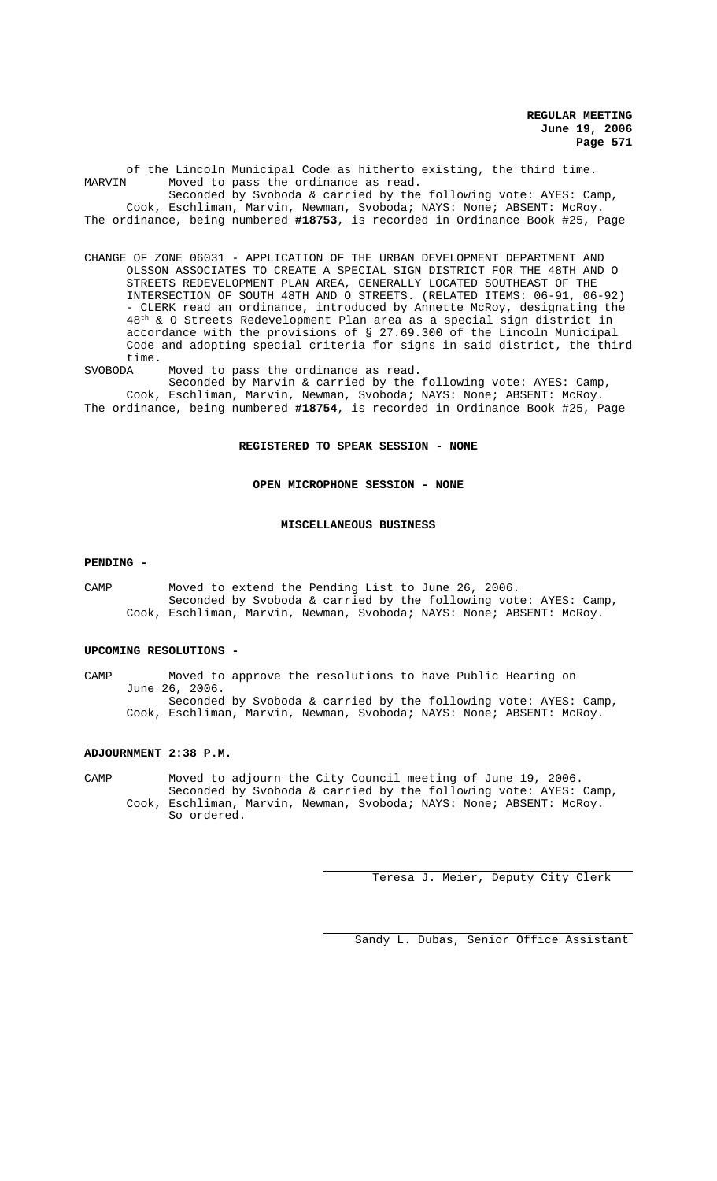of the Lincoln Municipal Code as hitherto existing, the third time.

MARVIN Moved to pass the ordinance as read.
Seconded by Svoboda & carried by the following vote: AYES: Camp, Cook, Eschliman, Marvin, Newman, Svoboda; NAYS: None; ABSENT: McRoy.
The ordinance, being numbered **#18753**, is recorded in Ordinance Book #25, Page

CHANGE OF ZONE 06031 - APPLICATION OF THE URBAN DEVELOPMENT DEPARTMENT AND OLSSON ASSOCIATES TO CREATE A SPECIAL SIGN DISTRICT FOR THE 48TH AND O STREETS REDEVELOPMENT PLAN AREA, GENERALLY LOCATED SOUTHEAST OF THE INTERSECTION OF SOUTH 48TH AND O STREETS. (RELATED ITEMS: 06-91, 06-92) - CLERK read an ordinance, introduced by Annette McRoy, designating the 48th & O Streets Redevelopment Plan area as a special sign district in accordance with the provisions of § 27.69.300 of the Lincoln Municipal Code and adopting special criteria for signs in said district, the third time.

SVOBODA Moved to pass the ordinance as read.
Seconded by Marvin & carried by the following vote: AYES: Camp, Cook, Eschliman, Marvin, Newman, Svoboda; NAYS: None; ABSENT: McRoy.
The ordinance, being numbered **#18754**, is recorded in Ordinance Book #25, Page

**REGISTERED TO SPEAK SESSION - NONE**

**OPEN MICROPHONE SESSION - NONE**

**MISCELLANEOUS BUSINESS**

**PENDING -**

CAMP Moved to extend the Pending List to June 26, 2006.
Seconded by Svoboda & carried by the following vote: AYES: Camp, Cook, Eschliman, Marvin, Newman, Svoboda; NAYS: None; ABSENT: McRoy.

**UPCOMING RESOLUTIONS -**

CAMP Moved to approve the resolutions to have Public Hearing on June 26, 2006.
Seconded by Svoboda & carried by the following vote: AYES: Camp, Cook, Eschliman, Marvin, Newman, Svoboda; NAYS: None; ABSENT: McRoy.

**ADJOURNMENT 2:38 P.M.**

CAMP Moved to adjourn the City Council meeting of June 19, 2006.
Seconded by Svoboda & carried by the following vote: AYES: Camp, Cook, Eschliman, Marvin, Newman, Svoboda; NAYS: None; ABSENT: McRoy.
So ordered.

Teresa J. Meier, Deputy City Clerk

Sandy L. Dubas, Senior Office Assistant